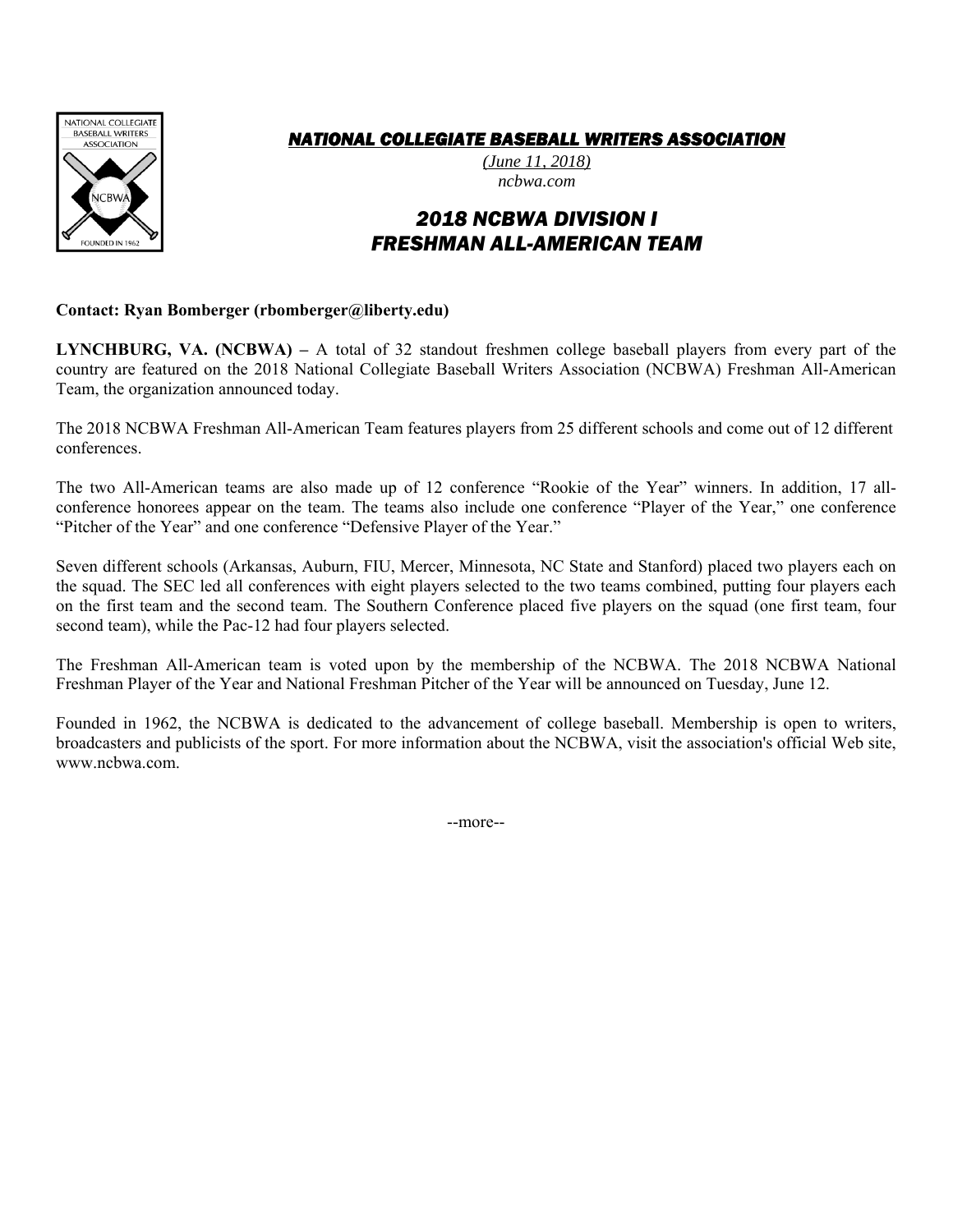# *NATIONAL COLLEGIATE BASEBALL WRITERS ASSOCIATION*

*(June 11, 2018)*
*ncbwa.com*

## *2018 NCBWA DIVISION I FRESHMAN ALL-AMERICAN TEAM*

**Contact: Ryan Bomberger (rbomberger@liberty.edu)**

**LYNCHBURG, VA. (NCBWA) –** A total of 32 standout freshmen college baseball players from every part of the country are featured on the 2018 National Collegiate Baseball Writers Association (NCBWA) Freshman All-American Team, the organization announced today.

The 2018 NCBWA Freshman All-American Team features players from 25 different schools and come out of 12 different conferences.

The two All-American teams are also made up of 12 conference "Rookie of the Year" winners. In addition, 17 all-conference honorees appear on the team. The teams also include one conference "Player of the Year," one conference "Pitcher of the Year" and one conference "Defensive Player of the Year."

Seven different schools (Arkansas, Auburn, FIU, Mercer, Minnesota, NC State and Stanford) placed two players each on the squad. The SEC led all conferences with eight players selected to the two teams combined, putting four players each on the first team and the second team. The Southern Conference placed five players on the squad (one first team, four second team), while the Pac-12 had four players selected.

The Freshman All-American team is voted upon by the membership of the NCBWA. The 2018 NCBWA National Freshman Player of the Year and National Freshman Pitcher of the Year will be announced on Tuesday, June 12.

Founded in 1962, the NCBWA is dedicated to the advancement of college baseball. Membership is open to writers, broadcasters and publicists of the sport. For more information about the NCBWA, visit the association's official Web site, www.ncbwa.com.

--more--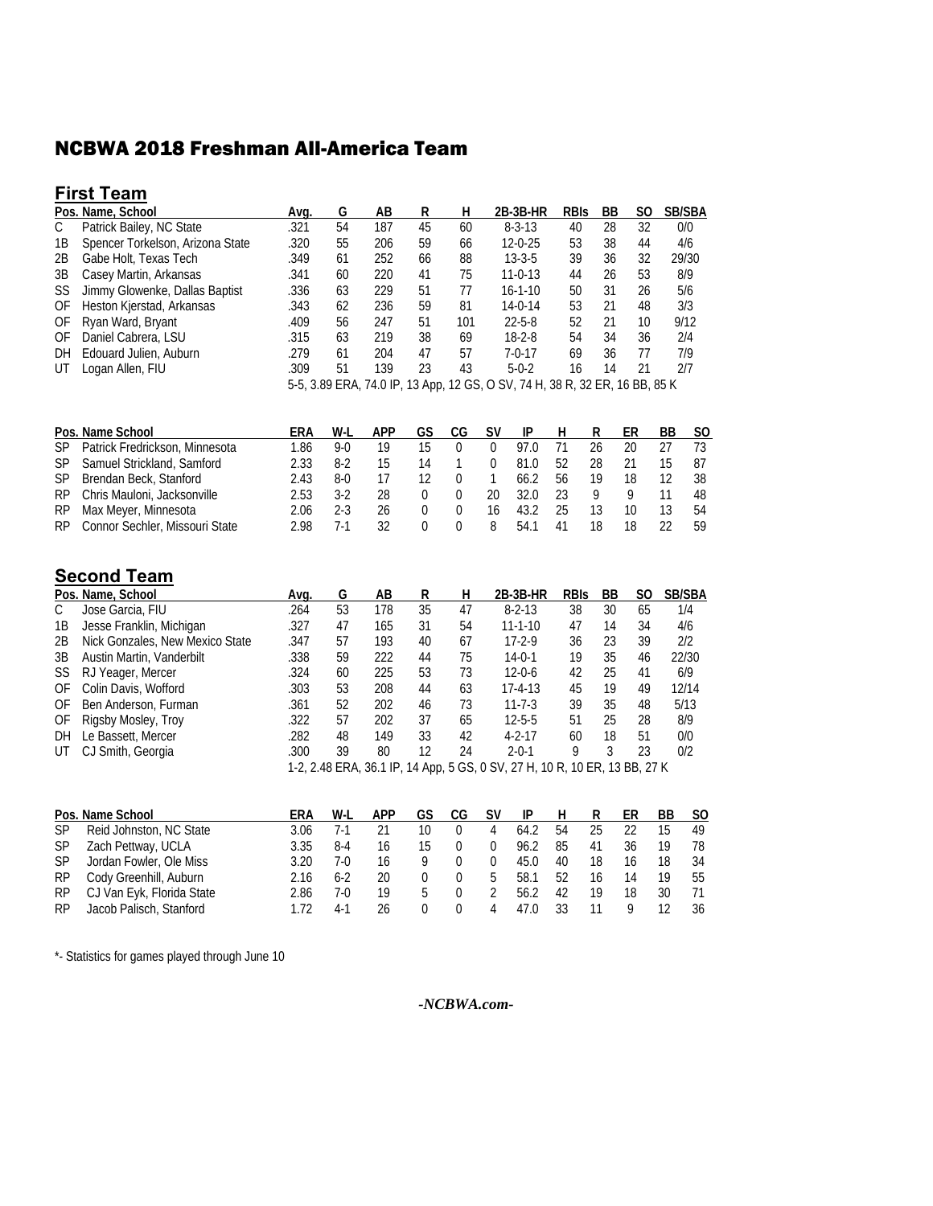# NCBWA 2018 Freshman All-America Team

## First Team

| Pos. | Name, School | Avg. | G | AB | R | H | 2B-3B-HR | RBIs | BB | SO | SB/SBA |
|---|---|---|---|---|---|---|---|---|---|---|---|
| C | Patrick Bailey, NC State | .321 | 54 | 187 | 45 | 60 | 8-3-13 | 40 | 28 | 32 | 0/0 |
| 1B | Spencer Torkelson, Arizona State | .320 | 55 | 206 | 59 | 66 | 12-0-25 | 53 | 38 | 44 | 4/6 |
| 2B | Gabe Holt, Texas Tech | .349 | 61 | 252 | 66 | 88 | 13-3-5 | 39 | 36 | 32 | 29/30 |
| 3B | Casey Martin, Arkansas | .341 | 60 | 220 | 41 | 75 | 11-0-13 | 44 | 26 | 53 | 8/9 |
| SS | Jimmy Glowenke, Dallas Baptist | .336 | 63 | 229 | 51 | 77 | 16-1-10 | 50 | 31 | 26 | 5/6 |
| OF | Heston Kjerstad, Arkansas | .343 | 62 | 236 | 59 | 81 | 14-0-14 | 53 | 21 | 48 | 3/3 |
| OF | Ryan Ward, Bryant | .409 | 56 | 247 | 51 | 101 | 22-5-8 | 52 | 21 | 10 | 9/12 |
| OF | Daniel Cabrera, LSU | .315 | 63 | 219 | 38 | 69 | 18-2-8 | 54 | 34 | 36 | 2/4 |
| DH | Edouard Julien, Auburn | .279 | 61 | 204 | 47 | 57 | 7-0-17 | 69 | 36 | 77 | 7/9 |
| UT | Logan Allen, FIU | .309 | 51 | 139 | 23 | 43 | 5-0-2 | 16 | 14 | 21 | 2/7 |

5-5, 3.89 ERA, 74.0 IP, 13 App, 12 GS, O SV, 74 H, 38 R, 32 ER, 16 BB, 85 K

| Pos. | Name School | ERA | W-L | APP | GS | CG | SV | IP | H | R | ER | BB | SO |
|---|---|---|---|---|---|---|---|---|---|---|---|---|---|
| SP | Patrick Fredrickson, Minnesota | 1.86 | 9-0 | 19 | 15 | 0 | 0 | 97.0 | 71 | 26 | 20 | 27 | 73 |
| SP | Samuel Strickland, Samford | 2.33 | 8-2 | 15 | 14 | 1 | 0 | 81.0 | 52 | 28 | 21 | 15 | 87 |
| SP | Brendan Beck, Stanford | 2.43 | 8-0 | 17 | 12 | 0 | 1 | 66.2 | 56 | 19 | 18 | 12 | 38 |
| RP | Chris Mauloni, Jacksonville | 2.53 | 3-2 | 28 | 0 | 0 | 20 | 32.0 | 23 | 9 | 9 | 11 | 48 |
| RP | Max Meyer, Minnesota | 2.06 | 2-3 | 26 | 0 | 0 | 16 | 43.2 | 25 | 13 | 10 | 13 | 54 |
| RP | Connor Sechler, Missouri State | 2.98 | 7-1 | 32 | 0 | 0 | 8 | 54.1 | 41 | 18 | 18 | 22 | 59 |

## Second Team

| Pos. | Name, School | Avg. | G | AB | R | H | 2B-3B-HR | RBIs | BB | SO | SB/SBA |
|---|---|---|---|---|---|---|---|---|---|---|---|
| C | Jose Garcia, FIU | .264 | 53 | 178 | 35 | 47 | 8-2-13 | 38 | 30 | 65 | 1/4 |
| 1B | Jesse Franklin, Michigan | .327 | 47 | 165 | 31 | 54 | 11-1-10 | 47 | 14 | 34 | 4/6 |
| 2B | Nick Gonzales, New Mexico State | .347 | 57 | 193 | 40 | 67 | 17-2-9 | 36 | 23 | 39 | 2/2 |
| 3B | Austin Martin, Vanderbilt | .338 | 59 | 222 | 44 | 75 | 14-0-1 | 19 | 35 | 46 | 22/30 |
| SS | RJ Yeager, Mercer | .324 | 60 | 225 | 53 | 73 | 12-0-6 | 42 | 25 | 41 | 6/9 |
| OF | Colin Davis, Wofford | .303 | 53 | 208 | 44 | 63 | 17-4-13 | 45 | 19 | 49 | 12/14 |
| OF | Ben Anderson, Furman | .361 | 52 | 202 | 46 | 73 | 11-7-3 | 39 | 35 | 48 | 5/13 |
| OF | Rigsby Mosley, Troy | .322 | 57 | 202 | 37 | 65 | 12-5-5 | 51 | 25 | 28 | 8/9 |
| DH | Le Bassett, Mercer | .282 | 48 | 149 | 33 | 42 | 4-2-17 | 60 | 18 | 51 | 0/0 |
| UT | CJ Smith, Georgia | .300 | 39 | 80 | 12 | 24 | 2-0-1 | 9 | 3 | 23 | 0/2 |

1-2, 2.48 ERA, 36.1 IP, 14 App, 5 GS, 0 SV, 27 H, 10 R, 10 ER, 13 BB, 27 K

| Pos. | Name School | ERA | W-L | APP | GS | CG | SV | IP | H | R | ER | BB | SO |
|---|---|---|---|---|---|---|---|---|---|---|---|---|---|
| SP | Reid Johnston, NC State | 3.06 | 7-1 | 21 | 10 | 0 | 4 | 64.2 | 54 | 25 | 22 | 15 | 49 |
| SP | Zach Pettway, UCLA | 3.35 | 8-4 | 16 | 15 | 0 | 0 | 96.2 | 85 | 41 | 36 | 19 | 78 |
| SP | Jordan Fowler, Ole Miss | 3.20 | 7-0 | 16 | 9 | 0 | 0 | 45.0 | 40 | 18 | 16 | 18 | 34 |
| RP | Cody Greenhill, Auburn | 2.16 | 6-2 | 20 | 0 | 0 | 5 | 58.1 | 52 | 16 | 14 | 19 | 55 |
| RP | CJ Van Eyk, Florida State | 2.86 | 7-0 | 19 | 5 | 0 | 2 | 56.2 | 42 | 19 | 18 | 30 | 71 |
| RP | Jacob Palisch, Stanford | 1.72 | 4-1 | 26 | 0 | 0 | 4 | 47.0 | 33 | 11 | 9 | 12 | 36 |

*- Statistics for games played through June 10

*-NCBWA.com-*